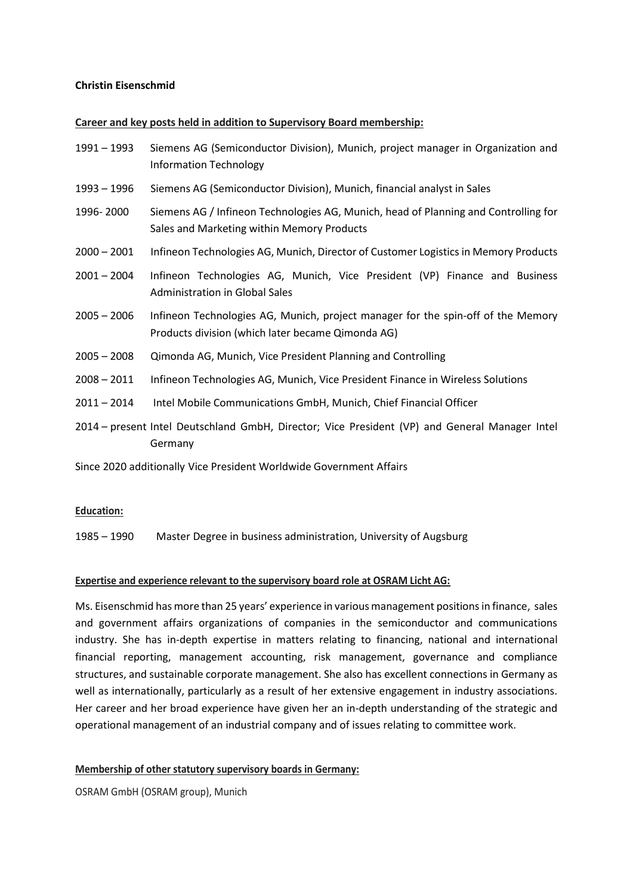**Christin Eisenschmid**

**Career and key posts held in addition to Supervisory Board membership:**

| | |
|---|---|
| 1991 – 1993 | Siemens AG (Semiconductor Division), Munich, project manager in Organization and Information Technology |
| 1993 – 1996 | Siemens AG (Semiconductor Division), Munich, financial analyst in Sales |
| 1996- 2000 | Siemens AG / Infineon Technologies AG, Munich, head of Planning and Controlling for Sales and Marketing within Memory Products |
| 2000 – 2001 | Infineon Technologies AG, Munich, Director of Customer Logistics in Memory Products |
| 2001 – 2004 | Infineon Technologies AG, Munich, Vice President (VP) Finance and Business Administration in Global Sales |
| 2005 – 2006 | Infineon Technologies AG, Munich, project manager for the spin-off of the Memory Products division (which later became Qimonda AG) |
| 2005 – 2008 | Qimonda AG, Munich, Vice President Planning and Controlling |
| 2008 – 2011 | Infineon Technologies AG, Munich, Vice President Finance in Wireless Solutions |
| 2011 – 2014 | Intel Mobile Communications GmbH, Munich, Chief Financial Officer |
| 2014 – present | Intel Deutschland GmbH, Director; Vice President (VP) and General Manager Intel Germany |

Since 2020 additionally Vice President Worldwide Government Affairs

**Education:**

1985 – 1990 Master Degree in business administration, University of Augsburg

**Expertise and experience relevant to the supervisory board role at OSRAM Licht AG:**

Ms. Eisenschmid has more than 25 years' experience in various management positions in finance, sales and government affairs organizations of companies in the semiconductor and communications industry. She has in-depth expertise in matters relating to financing, national and international financial reporting, management accounting, risk management, governance and compliance structures, and sustainable corporate management. She also has excellent connections in Germany as well as internationally, particularly as a result of her extensive engagement in industry associations. Her career and her broad experience have given her an in-depth understanding of the strategic and operational management of an industrial company and of issues relating to committee work.

**Membership of other statutory supervisory boards in Germany:**

OSRAM GmbH (OSRAM group), Munich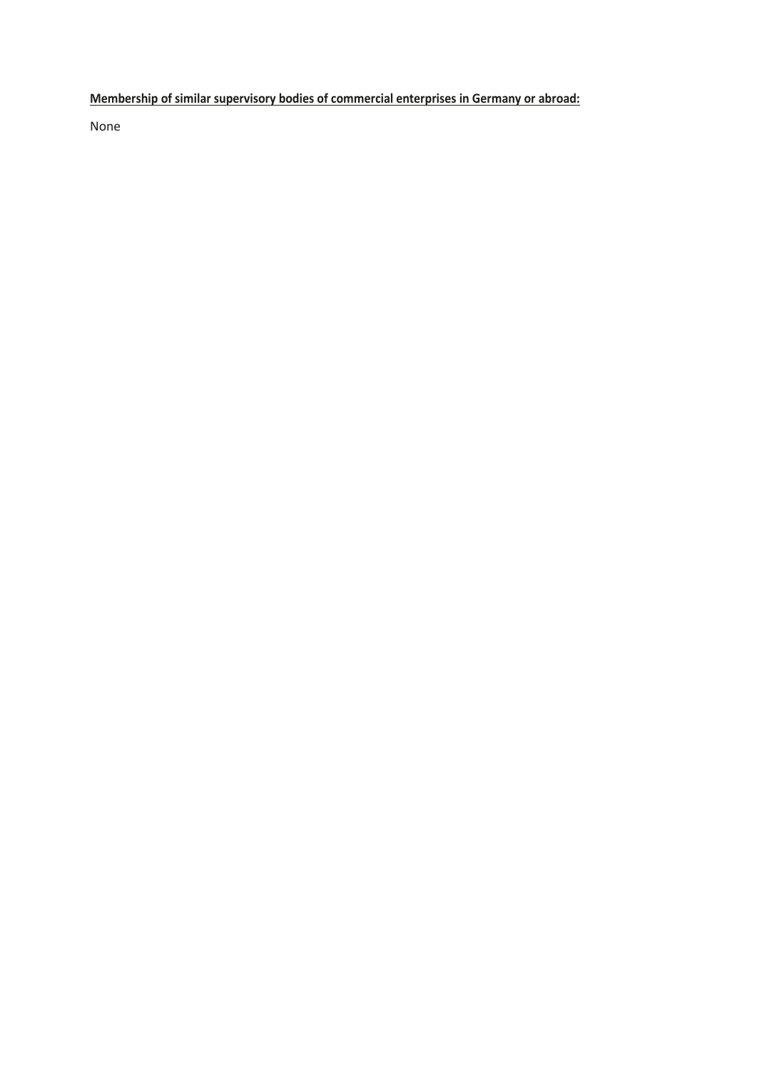**Membership of similar supervisory bodies of commercial enterprises in Germany or abroad:**

None